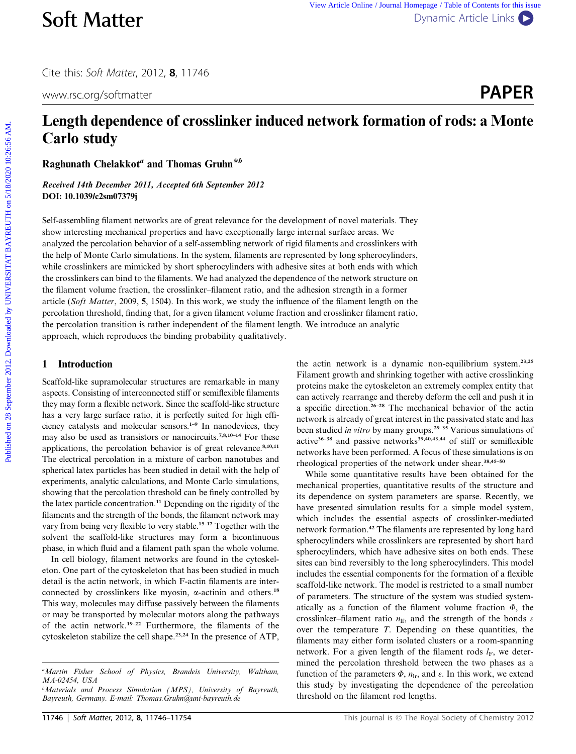# Length dependence of crosslinker induced network formation of rods: a Monte Carlo study

**Raghunath Chelakkot[a] and Thomas Gruhn*[b]**

*Received 14th December 2011, Accepted 6th September 2012*
**DOI: 10.1039/c2sm07379j**

Self-assembling filament networks are of great relevance for the development of novel materials. They show interesting mechanical properties and have exceptionally large internal surface areas. We analyzed the percolation behavior of a self-assembling network of rigid filaments and crosslinkers with the help of Monte Carlo simulations. In the system, filaments are represented by long spherocylinders, while crosslinkers are mimicked by short spherocylinders with adhesive sites at both ends with which the crosslinkers can bind to the filaments. We had analyzed the dependence of the network structure on the filament volume fraction, the crosslinker–filament ratio, and the adhesion strength in a former article (*Soft Matter*, 2009, **5**, 1504). In this work, we study the influence of the filament length on the percolation threshold, finding that, for a given filament volume fraction and crosslinker filament ratio, the percolation transition is rather independent of the filament length. We introduce an analytic approach, which reproduces the binding probability qualitatively.

## 1 Introduction

Scaffold-like supramolecular structures are remarkable in many aspects. Consisting of interconnected stiff or semiflexible filaments they may form a flexible network. Since the scaffold-like structure has a very large surface ratio, it is perfectly suited for high efficiency catalysts and molecular sensors.[1–9] In nanodevices, they may also be used as transistors or nanocircuits.[7,8,10–14] For these applications, the percolation behavior is of great relevance.[8,10,11] The electrical percolation in a mixture of carbon nanotubes and spherical latex particles has been studied in detail with the help of experiments, analytic calculations, and Monte Carlo simulations, showing that the percolation threshold can be finely controlled by the latex particle concentration.[11] Depending on the rigidity of the filaments and the strength of the bonds, the filament network may vary from being very flexible to very stable.[15–17] Together with the solvent the scaffold-like structures may form a bicontinuous phase, in which fluid and a filament path span the whole volume.

In cell biology, filament networks are found in the cytoskeleton. One part of the cytoskeleton that has been studied in much detail is the actin network, in which F-actin filaments are interconnected by crosslinkers like myosin, α-actinin and others.[18] This way, molecules may diffuse passively between the filaments or may be transported by molecular motors along the pathways of the actin network.[19–22] Furthermore, the filaments of the cytoskeleton stabilize the cell shape.[23,24] In the presence of ATP, the actin network is a dynamic non-equilibrium system.[23,25] Filament growth and shrinking together with active crosslinking proteins make the cytoskeleton an extremely complex entity that can actively rearrange and thereby deform the cell and push it in a specific direction.[26–28] The mechanical behavior of the actin network is already of great interest in the passivated state and has been studied *in vitro* by many groups.[29–35] Various simulations of active[36–38] and passive networks[39,40,43,44] of stiff or semiflexible networks have been performed. A focus of these simulations is on rheological properties of the network under shear.[38,45–50]

While some quantitative results have been obtained for the mechanical properties, quantitative results of the structure and its dependence on system parameters are sparse. Recently, we have presented simulation results for a simple model system, which includes the essential aspects of crosslinker-mediated network formation.[42] The filaments are represented by long hard spherocylinders while crosslinkers are represented by short hard spherocylinders, which have adhesive sites on both ends. These sites can bind reversibly to the long spherocylinders. This model includes the essential components for the formation of a flexible scaffold-like network. The model is restricted to a small number of parameters. The structure of the system was studied systematically as a function of the filament volume fraction $\Phi$, the crosslinker–filament ratio $n_{lf}$, and the strength of the bonds $\varepsilon$ over the temperature $T$. Depending on these quantities, the filaments may either form isolated clusters or a room-spanning network. For a given length of the filament rods $l_F$, we determined the percolation threshold between the two phases as a function of the parameters $\Phi$, $n_{lf}$, and $\varepsilon$. In this work, we extend this study by investigating the dependence of the percolation threshold on the filament rod lengths.

[a] Martin Fisher School of Physics, Brandeis University, Waltham, MA-02454, USA

[b] Materials and Process Simulation (MPS), University of Bayreuth, Bayreuth, Germany. E-mail: Thomas.Gruhn@uni-bayreuth.de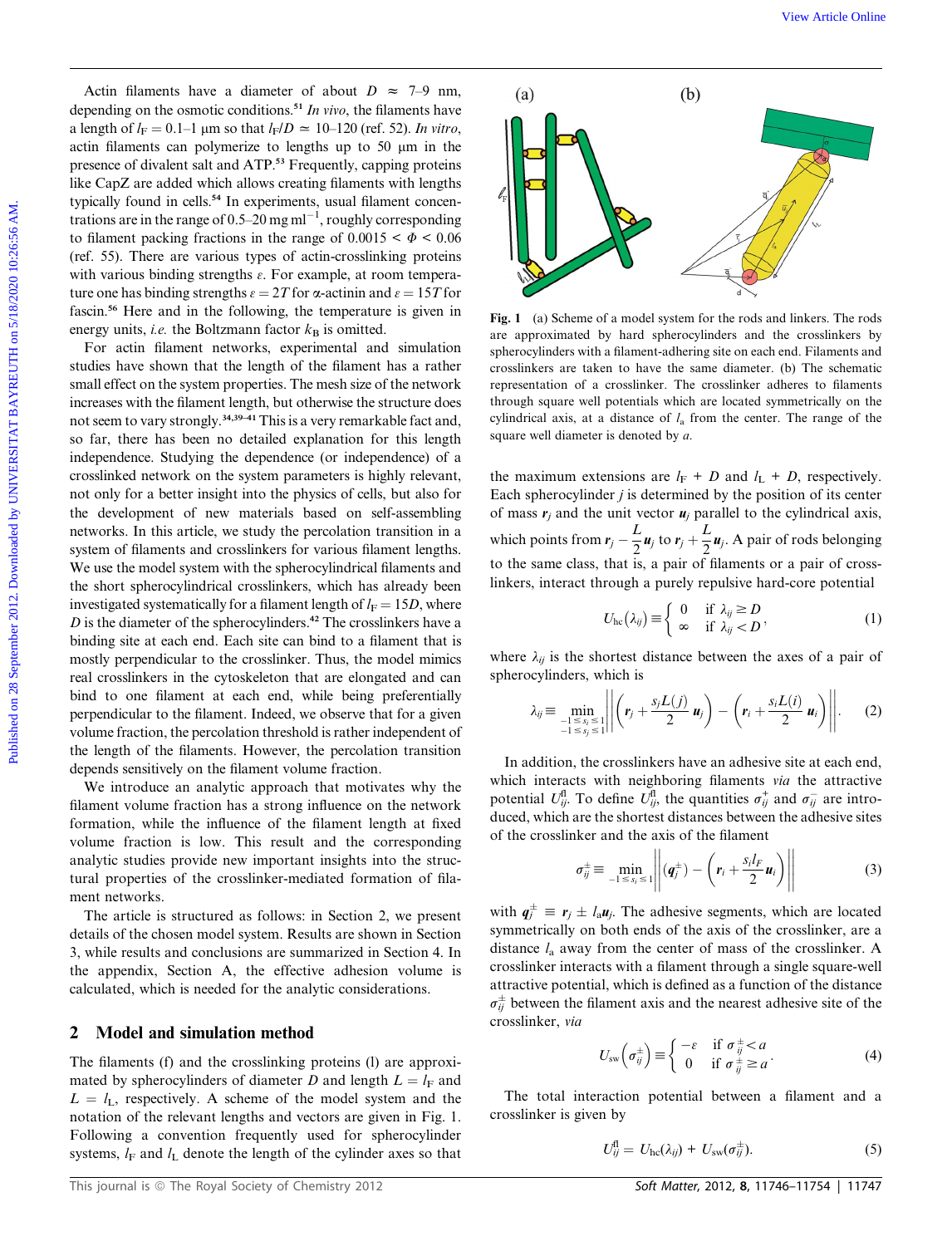Actin filaments have a diameter of about $D \approx 7$–$9$ nm, depending on the osmotic conditions.[51] *In vivo*, the filaments have a length of $l_F = 0.1$–$1$ μm so that $l_F/D \simeq 10$–$120$ (ref. 52). *In vitro*, actin filaments can polymerize to lengths up to 50 μm in the presence of divalent salt and ATP.[53] Frequently, capping proteins like CapZ are added which allows creating filaments with lengths typically found in cells.[54] In experiments, usual filament concentrations are in the range of 0.5–20 mg ml$^{-1}$, roughly corresponding to filament packing fractions in the range of $0.0015 < \Phi < 0.06$ (ref. 55). There are various types of actin-crosslinking proteins with various binding strengths $\varepsilon$. For example, at room temperature one has binding strengths $\varepsilon = 2T$ for α-actinin and $\varepsilon = 15T$ for fascin.[56] Here and in the following, the temperature is given in energy units, *i.e.* the Boltzmann factor $k_B$ is omitted.

For actin filament networks, experimental and simulation studies have shown that the length of the filament has a rather small effect on the system properties. The mesh size of the network increases with the filament length, but otherwise the structure does not seem to vary strongly.[34,39–41] This is a very remarkable fact and, so far, there has been no detailed explanation for this length independence. Studying the dependence (or independence) of a crosslinked network on the system parameters is highly relevant, not only for a better insight into the physics of cells, but also for the development of new materials based on self-assembling networks. In this article, we study the percolation transition in a system of filaments and crosslinkers for various filament lengths. We use the model system with the spherocylindrical filaments and the short spherocylindrical crosslinkers, which has already been investigated systematically for a filament length of $l_F = 15D$, where $D$ is the diameter of the spherocylinders.[42] The crosslinkers have a binding site at each end. Each site can bind to a filament that is mostly perpendicular to the crosslinker. Thus, the model mimics real crosslinkers in the cytoskeleton that are elongated and can bind to one filament at each end, while being preferentially perpendicular to the filament. Indeed, we observe that for a given volume fraction, the percolation threshold is rather independent of the length of the filaments. However, the percolation transition depends sensitively on the filament volume fraction.

We introduce an analytic approach that motivates why the filament volume fraction has a strong influence on the network formation, while the influence of the filament length at fixed volume fraction is low. This result and the corresponding analytic studies provide new important insights into the structural properties of the crosslinker-mediated formation of filament networks.

The article is structured as follows: in Section 2, we present details of the chosen model system. Results are shown in Section 3, while results and conclusions are summarized in Section 4. In the appendix, Section A, the effective adhesion volume is calculated, which is needed for the analytic considerations.

## 2 Model and simulation method

The filaments (f) and the crosslinking proteins (l) are approximated by spherocylinders of diameter $D$ and length $L = l_F$ and $L = l_L$, respectively. A scheme of the model system and the notation of the relevant lengths and vectors are given in Fig. 1. Following a convention frequently used for spherocylinder systems, $l_F$ and $l_L$ denote the length of the cylinder axes so that the maximum extensions are $l_F + D$ and $l_L + D$, respectively. Each spherocylinder $j$ is determined by the position of its center of mass $\mathbf{r}_j$ and the unit vector $\mathbf{u}_j$ parallel to the cylindrical axis, which points from $\mathbf{r}_j - \frac{L}{2}\mathbf{u}_j$ to $\mathbf{r}_j + \frac{L}{2}\mathbf{u}_j$. A pair of rods belonging to the same class, that is, a pair of filaments or a pair of crosslinkers, interact through a purely repulsive hard-core potential

$$U_{\mathrm{hc}}(\lambda_{ij}) \equiv \begin{cases} 0 & \text{if } \lambda_{ij} \geq D \\ \infty & \text{if } \lambda_{ij} < D \end{cases}, \tag{1}$$

where $\lambda_{ij}$ is the shortest distance between the axes of a pair of spherocylinders, which is

$$\lambda_{ij} \equiv \min_{\substack{-1 \leq s_i \leq 1 \\ -1 \leq s_j \leq 1}} \left\| \left( \mathbf{r}_j + \frac{s_j L(j)}{2} \mathbf{u}_j \right) - \left( \mathbf{r}_i + \frac{s_i L(i)}{2} \mathbf{u}_i \right) \right\|. \tag{2}$$

In addition, the crosslinkers have an adhesive site at each end, which interacts with neighboring filaments *via* the attractive potential $U_{ij}^{\mathrm{fl}}$. To define $U_{ij}^{\mathrm{fl}}$, the quantities $\sigma_{ij}^{+}$ and $\sigma_{ij}^{-}$ are introduced, which are the shortest distances between the adhesive sites of the crosslinker and the axis of the filament

$$\sigma_{ij}^{\pm} \equiv \min_{-1 \leq s_i \leq 1} \left\| (\mathbf{q}_j^{\pm}) - \left( \mathbf{r}_i + \frac{s_i l_F}{2} \mathbf{u}_i \right) \right\| \tag{3}$$

with $\mathbf{q}_j^{\pm} \equiv \mathbf{r}_j \pm l_a \mathbf{u}_j$. The adhesive segments, which are located symmetrically on both ends of the axis of the crosslinker, are a distance $l_a$ away from the center of mass of the crosslinker. A crosslinker interacts with a filament through a single square-well attractive potential, which is defined as a function of the distance $\sigma_{ij}^{\pm}$ between the filament axis and the nearest adhesive site of the crosslinker, *via*

$$U_{\mathrm{sw}}\left(\sigma_{ij}^{\pm}\right) \equiv \begin{cases} -\varepsilon & \text{if } \sigma_{ij}^{\pm} < a \\ 0 & \text{if } \sigma_{ij}^{\pm} \geq a \end{cases}. \tag{4}$$

The total interaction potential between a filament and a crosslinker is given by

$$U_{ij}^{\mathrm{fl}} = U_{\mathrm{hc}}(\lambda_{ij}) + U_{\mathrm{sw}}(\sigma_{ij}^{\pm}). \tag{5}$$

**Fig. 1** (a) Scheme of a model system for the rods and linkers. The rods are approximated by hard spherocylinders and the crosslinkers by spherocylinders with a filament-adhering site on each end. Filaments and crosslinkers are taken to have the same diameter. (b) The schematic representation of a crosslinker. The crosslinker adheres to filaments through square well potentials which are located symmetrically on the cylindrical axis, at a distance of $l_a$ from the center. The range of the square well diameter is denoted by $a$.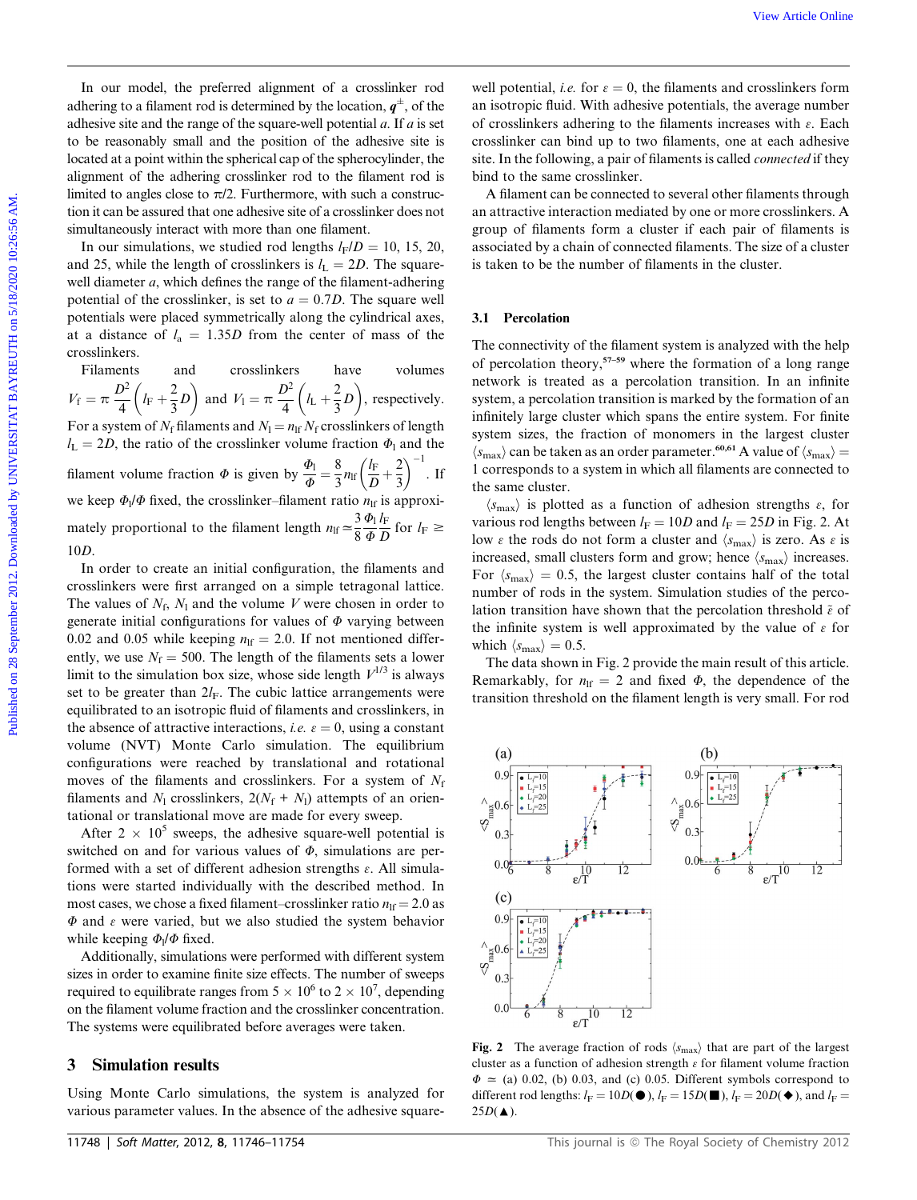In our model, the preferred alignment of a crosslinker rod adhering to a filament rod is determined by the location, $\boldsymbol{q}^{\pm}$, of the adhesive site and the range of the square-well potential $a$. If $a$ is set to be reasonably small and the position of the adhesive site is located at a point within the spherical cap of the spherocylinder, the alignment of the adhering crosslinker rod to the filament rod is limited to angles close to $\pi/2$. Furthermore, with such a construction it can be assured that one adhesive site of a crosslinker does not simultaneously interact with more than one filament.

In our simulations, we studied rod lengths $l_F/D = 10$, 15, 20, and 25, while the length of crosslinkers is $l_L = 2D$. The square-well diameter $a$, which defines the range of the filament-adhering potential of the crosslinker, is set to $a = 0.7D$. The square well potentials were placed symmetrically along the cylindrical axes, at a distance of $l_a = 1.35D$ from the center of mass of the crosslinkers.

Filaments and crosslinkers have volumes $V_f = \pi \dfrac{D^2}{4}\left(l_F + \dfrac{2}{3}D\right)$ and $V_l = \pi \dfrac{D^2}{4}\left(l_L + \dfrac{2}{3}D\right)$, respectively. For a system of $N_f$ filaments and $N_l = n_{lf} N_f$ crosslinkers of length $l_L = 2D$, the ratio of the crosslinker volume fraction $\Phi_l$ and the filament volume fraction $\Phi$ is given by $\dfrac{\Phi_l}{\Phi} = \dfrac{8}{3} n_{lf}\left(\dfrac{l_F}{D} + \dfrac{2}{3}\right)^{-1}$. If we keep $\Phi_l/\Phi$ fixed, the crosslinker–filament ratio $n_{lf}$ is approximately proportional to the filament length $n_{lf} \simeq \dfrac{3}{8}\dfrac{\Phi_l}{\Phi}\dfrac{l_F}{D}$ for $l_F \geq 10D$.

In order to create an initial configuration, the filaments and crosslinkers were first arranged on a simple tetragonal lattice. The values of $N_f$, $N_l$ and the volume $V$ were chosen in order to generate initial configurations for values of $\Phi$ varying between 0.02 and 0.05 while keeping $n_{lf} = 2.0$. If not mentioned differently, we use $N_f = 500$. The length of the filaments sets a lower limit to the simulation box size, whose side length $V^{1/3}$ is always set to be greater than $2l_F$. The cubic lattice arrangements were equilibrated to an isotropic fluid of filaments and crosslinkers, in the absence of attractive interactions, *i.e.* $\varepsilon = 0$, using a constant volume (NVT) Monte Carlo simulation. The equilibrium configurations were reached by translational and rotational moves of the filaments and crosslinkers. For a system of $N_f$ filaments and $N_l$ crosslinkers, $2(N_f + N_l)$ attempts of an orientational or translational move are made for every sweep.

After $2 \times 10^5$ sweeps, the adhesive square-well potential is switched on and for various values of $\Phi$, simulations are performed with a set of different adhesion strengths $\varepsilon$. All simulations were started individually with the described method. In most cases, we chose a fixed filament–crosslinker ratio $n_{lf} = 2.0$ as $\Phi$ and $\varepsilon$ were varied, but we also studied the system behavior while keeping $\Phi_l/\Phi$ fixed.

Additionally, simulations were performed with different system sizes in order to examine finite size effects. The number of sweeps required to equilibrate ranges from $5 \times 10^6$ to $2 \times 10^7$, depending on the filament volume fraction and the crosslinker concentration. The systems were equilibrated before averages were taken.

## 3 Simulation results

Using Monte Carlo simulations, the system is analyzed for various parameter values. In the absence of the adhesive square-well potential, *i.e.* for $\varepsilon = 0$, the filaments and crosslinkers form an isotropic fluid. With adhesive potentials, the average number of crosslinkers adhering to the filaments increases with $\varepsilon$. Each crosslinker can bind up to two filaments, one at each adhesive site. In the following, a pair of filaments is called *connected* if they bind to the same crosslinker.

A filament can be connected to several other filaments through an attractive interaction mediated by one or more crosslinkers. A group of filaments form a cluster if each pair of filaments is associated by a chain of connected filaments. The size of a cluster is taken to be the number of filaments in the cluster.

### 3.1 Percolation

The connectivity of the filament system is analyzed with the help of percolation theory,[57–59] where the formation of a long range network is treated as a percolation transition. In an infinite system, a percolation transition is marked by the formation of an infinitely large cluster which spans the entire system. For finite system sizes, the fraction of monomers in the largest cluster $\langle s_{max}\rangle$ can be taken as an order parameter.[60,61] A value of $\langle s_{max}\rangle = 1$ corresponds to a system in which all filaments are connected to the same cluster.

$\langle s_{max}\rangle$ is plotted as a function of adhesion strengths $\varepsilon$, for various rod lengths between $l_F = 10D$ and $l_F = 25D$ in Fig. 2. At low $\varepsilon$ the rods do not form a cluster and $\langle s_{max}\rangle$ is zero. As $\varepsilon$ is increased, small clusters form and grow; hence $\langle s_{max}\rangle$ increases. For $\langle s_{max}\rangle = 0.5$, the largest cluster contains half of the total number of rods in the system. Simulation studies of the percolation transition have shown that the percolation threshold $\tilde{\varepsilon}$ of the infinite system is well approximated by the value of $\varepsilon$ for which $\langle s_{max}\rangle = 0.5$.

The data shown in Fig. 2 provide the main result of this article. Remarkably, for $n_{lf} = 2$ and fixed $\Phi$, the dependence of the transition threshold on the filament length is very small. For rod

**Fig. 2** The average fraction of rods $\langle s_{max}\rangle$ that are part of the largest cluster as a function of adhesion strength $\varepsilon$ for filament volume fraction $\Phi \simeq$ (a) 0.02, (b) 0.03, and (c) 0.05. Different symbols correspond to different rod lengths: $l_F = 10D$(●), $l_F = 15D$(■), $l_F = 20D$(◆), and $l_F = 25D$(▲).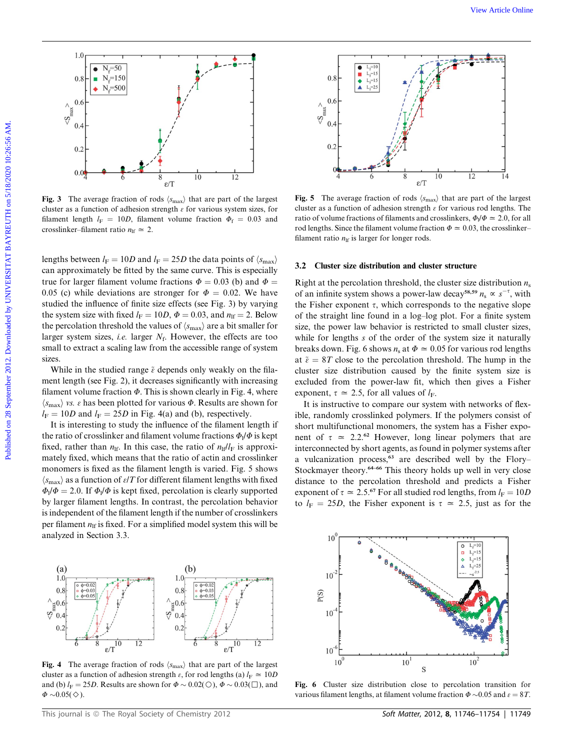Fig. 3 The average fraction of rods $\langle s_{\max} \rangle$ that are part of the largest cluster as a function of adhesion strength $\varepsilon$ for various system sizes, for filament length $l_F = 10D$, filament volume fraction $\Phi_f = 0.03$ and crosslinker–filament ratio $n_{lf} \simeq 2$.

Fig. 5 The average fraction of rods $\langle s_{\max} \rangle$ that are part of the largest cluster as a function of adhesion strength $\varepsilon$ for various rod lengths. The ratio of volume fractions of filaments and crosslinkers, $\Phi_l/\Phi \simeq 2.0$, for all rod lengths. Since the filament volume fraction $\Phi \simeq 0.03$, the crosslinker–filament ratio $n_{lf}$ is larger for longer rods.

lengths between $l_F = 10D$ and $l_F = 25D$ the data points of $\langle s_{\max} \rangle$ can approximately be fitted by the same curve. This is especially true for larger filament volume fractions $\Phi = 0.03$ (b) and $\Phi = 0.05$ (c) while deviations are stronger for $\Phi = 0.02$. We have studied the influence of finite size effects (see Fig. 3) by varying the system size with fixed $l_F = 10D$, $\Phi = 0.03$, and $n_{lf} = 2$. Below the percolation threshold the values of $\langle s_{\max} \rangle$ are a bit smaller for larger system sizes, *i.e.* larger $N_f$. However, the effects are too small to extract a scaling law from the accessible range of system sizes.

While in the studied range $\tilde{\varepsilon}$ depends only weakly on the filament length (see Fig. 2), it decreases significantly with increasing filament volume fraction $\Phi$. This is shown clearly in Fig. 4, where $\langle s_{\max} \rangle$ *vs.* $\varepsilon$ has been plotted for various $\Phi$. Results are shown for $l_F = 10D$ and $l_F = 25D$ in Fig. 4(a) and (b), respectively.

It is interesting to study the influence of the filament length if the ratio of crosslinker and filament volume fractions $\Phi_l/\Phi$ is kept fixed, rather than $n_{lf}$. In this case, the ratio of $n_{lf}/l_F$ is approximately fixed, which means that the ratio of actin and crosslinker monomers is fixed as the filament length is varied. Fig. 5 shows $\langle s_{\max} \rangle$ as a function of $\varepsilon/T$ for different filament lengths with fixed $\Phi_l/\Phi = 2.0$. If $\Phi_l/\Phi$ is kept fixed, percolation is clearly supported by larger filament lengths. In contrast, the percolation behavior is independent of the filament length if the number of crosslinkers per filament $n_{lf}$ is fixed. For a simplified model system this will be analyzed in Section 3.3.

Fig. 4 The average fraction of rods $\langle s_{\max} \rangle$ that are part of the largest cluster as a function of adhesion strength $\varepsilon$, for rod lengths (a) $l_F \simeq 10D$ and (b) $l_F = 25D$. Results are shown for $\Phi \sim 0.02(\bigcirc)$, $\Phi \sim 0.03(\square)$, and $\Phi \sim 0.05(\diamond)$.

## 3.2 Cluster size distribution and cluster structure

Right at the percolation threshold, the cluster size distribution $n_s$ of an infinite system shows a power-law decay[58,59] $n_s \propto s^{-\tau}$, with the Fisher exponent $\tau$, which corresponds to the negative slope of the straight line found in a log–log plot. For a finite system size, the power law behavior is restricted to small cluster sizes, while for lengths $s$ of the order of the system size it naturally breaks down. Fig. 6 shows $n_s$ at $\Phi \simeq 0.05$ for various rod lengths at $\tilde{\varepsilon} = 8T$ close to the percolation threshold. The hump in the cluster size distribution caused by the finite system size is excluded from the power-law fit, which then gives a Fisher exponent, $\tau \simeq 2.5$, for all values of $l_F$.

It is instructive to compare our system with networks of flexible, randomly crosslinked polymers. If the polymers consist of short multifunctional monomers, the system has a Fisher exponent of $\tau \simeq 2.2$.[62] However, long linear polymers that are interconnected by short agents, as found in polymer systems after a vulcanization process,[63] are described well by the Flory–Stockmayer theory.[64–66] This theory holds up well in very close distance to the percolation threshold and predicts a Fisher exponent of $\tau \simeq 2.5$.[67] For all studied rod lengths, from $l_F = 10D$ to $l_F = 25D$, the Fisher exponent is $\tau \simeq 2.5$, just as for the

Fig. 6 Cluster size distribution close to percolation transition for various filament lengths, at filament volume fraction $\Phi \sim 0.05$ and $\varepsilon = 8T$.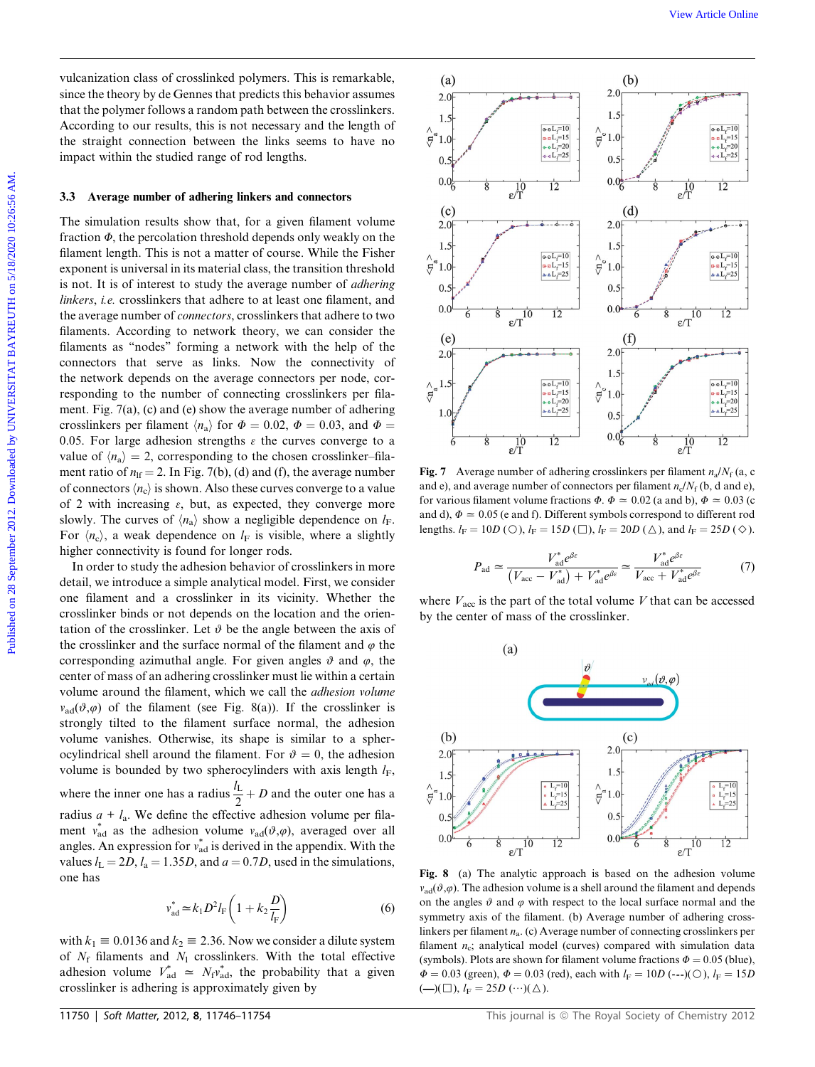vulcanization class of crosslinked polymers. This is remarkable, since the theory by de Gennes that predicts this behavior assumes that the polymer follows a random path between the crosslinkers. According to our results, this is not necessary and the length of the straight connection between the links seems to have no impact within the studied range of rod lengths.

### 3.3 Average number of adhering linkers and connectors

The simulation results show that, for a given filament volume fraction $\Phi$, the percolation threshold depends only weakly on the filament length. This is not a matter of course. While the Fisher exponent is universal in its material class, the transition threshold is not. It is of interest to study the average number of *adhering linkers*, *i.e.* crosslinkers that adhere to at least one filament, and the average number of *connectors*, crosslinkers that adhere to two filaments. According to network theory, we can consider the filaments as "nodes" forming a network with the help of the connectors that serve as links. Now the connectivity of the network depends on the average connectors per node, corresponding to the number of connecting crosslinkers per filament. Fig. 7(a), (c) and (e) show the average number of adhering crosslinkers per filament $\langle n_a \rangle$ for $\Phi = 0.02$, $\Phi = 0.03$, and $\Phi = 0.05$. For large adhesion strengths $\varepsilon$ the curves converge to a value of $\langle n_a \rangle = 2$, corresponding to the chosen crosslinker–filament ratio of $n_{lf} = 2$. In Fig. 7(b), (d) and (f), the average number of connectors $\langle n_c \rangle$ is shown. Also these curves converge to a value of 2 with increasing $\varepsilon$, but, as expected, they converge more slowly. The curves of $\langle n_a \rangle$ show a negligible dependence on $l_F$. For $\langle n_c \rangle$, a weak dependence on $l_F$ is visible, where a slightly higher connectivity is found for longer rods.

In order to study the adhesion behavior of crosslinkers in more detail, we introduce a simple analytical model. First, we consider one filament and a crosslinker in its vicinity. Whether the crosslinker binds or not depends on the location and the orientation of the crosslinker. Let $\vartheta$ be the angle between the axis of the crosslinker and the surface normal of the filament and $\varphi$ the corresponding azimuthal angle. For given angles $\vartheta$ and $\varphi$, the center of mass of an adhering crosslinker must lie within a certain volume around the filament, which we call the *adhesion volume* $v_{ad}(\vartheta,\varphi)$ of the filament (see Fig. 8(a)). If the crosslinker is strongly tilted to the filament surface normal, the adhesion volume vanishes. Otherwise, its shape is similar to a spherocylindrical shell around the filament. For $\vartheta = 0$, the adhesion volume is bounded by two spherocylinders with axis length $l_F$, where the inner one has a radius $\frac{l_L}{2} + D$ and the outer one has a radius $a + l_a$. We define the effective adhesion volume per filament $v^*_{ad}$ as the adhesion volume $v_{ad}(\vartheta,\varphi)$, averaged over all angles. An expression for $v^*_{ad}$ is derived in the appendix. With the values $l_L = 2D$, $l_a = 1.35D$, and $a = 0.7D$, used in the simulations, one has

$$v^*_{ad} \simeq k_1 D^2 l_F \left(1 + k_2 \frac{D}{l_F}\right) \tag{6}$$

with $k_1 \equiv 0.0136$ and $k_2 \equiv 2.36$. Now we consider a dilute system of $N_f$ filaments and $N_l$ crosslinkers. With the total effective adhesion volume $V^*_{ad} \simeq N_f v^*_{ad}$, the probability that a given crosslinker is adhering is approximately given by

Fig. 7 Average number of adhering crosslinkers per filament $n_a/N_f$ (a, c and e), and average number of connectors per filament $n_c/N_f$ (b, d and e), for various filament volume fractions $\Phi$. $\Phi \simeq 0.02$ (a and b), $\Phi \simeq 0.03$ (c and d), $\Phi \simeq 0.05$ (e and f). Different symbols correspond to different rod lengths. $l_F = 10D$ (○), $l_F = 15D$ (□), $l_F = 20D$ (△), and $l_F = 25D$ (◇).

$$P_{ad} \simeq \frac{V^*_{ad} e^{\beta\varepsilon}}{\left(V_{acc} - V^*_{ad}\right) + V^*_{ad} e^{\beta\varepsilon}} \simeq \frac{V^*_{ad} e^{\beta\varepsilon}}{V_{acc} + V^*_{ad} e^{\beta\varepsilon}} \tag{7}$$

where $V_{acc}$ is the part of the total volume $V$ that can be accessed by the center of mass of the crosslinker.

Fig. 8 (a) The analytic approach is based on the adhesion volume $v_{ad}(\vartheta,\varphi)$. The adhesion volume is a shell around the filament and depends on the angles $\vartheta$ and $\varphi$ with respect to the local surface normal and the symmetry axis of the filament. (b) Average number of adhering crosslinkers per filament $n_a$. (c) Average number of connecting crosslinkers per filament $n_c$; analytical model (curves) compared with simulation data (symbols). Plots are shown for filament volume fractions $\Phi = 0.05$ (blue), $\Phi = 0.03$ (green), $\Phi = 0.03$ (red), each with $l_F = 10D$ (---)(○), $l_F = 15D$ (—)(□), $l_F = 25D$ (···)(△).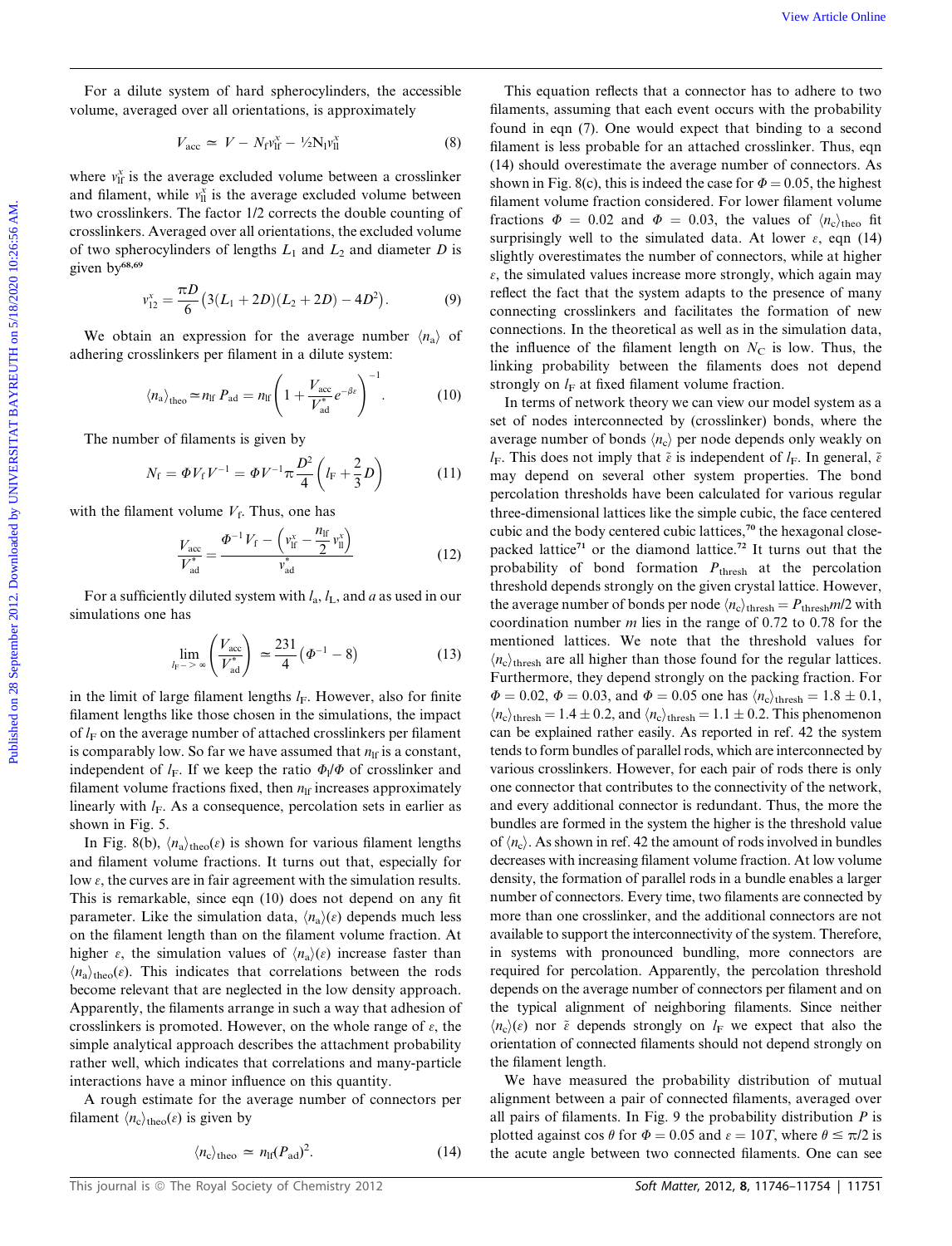For a dilute system of hard spherocylinders, the accessible volume, averaged over all orientations, is approximately

$$V_{\rm acc} \simeq V - N_{\rm f} v^{x}_{\rm lf} - \tfrac{1}{2} N_{\rm l} v^{x}_{\rm ll} \tag{8}$$

where $v^x_{\rm lf}$ is the average excluded volume between a crosslinker and filament, while $v^x_{\rm ll}$ is the average excluded volume between two crosslinkers. The factor 1/2 corrects the double counting of crosslinkers. Averaged over all orientations, the excluded volume of two spherocylinders of lengths $L_1$ and $L_2$ and diameter $D$ is given by[68,69]

$$v^x_{12} = \frac{\pi D}{6}\left(3(L_1 + 2D)(L_2 + 2D) - 4D^2\right). \tag{9}$$

We obtain an expression for the average number $\langle n_{\rm a}\rangle$ of adhering crosslinkers per filament in a dilute system:

$$\langle n_{\rm a}\rangle_{\rm theo} \simeq n_{\rm lf}\, P_{\rm ad} = n_{\rm lf}\left(1 + \frac{V_{\rm acc}}{V^*_{\rm ad}} e^{-\beta\varepsilon}\right)^{-1}. \tag{10}$$

The number of filaments is given by

$$N_{\rm f} = \Phi V_{\rm f} V^{-1} = \Phi V^{-1} \pi \frac{D^2}{4}\left(l_{\rm F} + \frac{2}{3}D\right) \tag{11}$$

with the filament volume $V_{\rm f}$. Thus, one has

$$\frac{V_{\rm acc}}{V^*_{\rm ad}} = \frac{\Phi^{-1} V_{\rm f} - \left(v^x_{\rm lf} - \frac{n_{\rm lf}}{2} v^x_{\rm ll}\right)}{v^*_{\rm ad}} \tag{12}$$

For a sufficiently diluted system with $l_{\rm a}$, $l_{\rm L}$, and $a$ as used in our simulations one has

$$\lim_{l_{\rm F} -> \infty}\left(\frac{V_{\rm acc}}{V^*_{\rm ad}}\right) \simeq \frac{231}{4}\left(\Phi^{-1} - 8\right) \tag{13}$$

in the limit of large filament lengths $l_{\rm F}$. However, also for finite filament lengths like those chosen in the simulations, the impact of $l_{\rm F}$ on the average number of attached crosslinkers per filament is comparably low. So far we have assumed that $n_{\rm lf}$ is a constant, independent of $l_{\rm F}$. If we keep the ratio $\Phi_{\rm l}/\Phi$ of crosslinker and filament volume fractions fixed, then $n_{\rm lf}$ increases approximately linearly with $l_{\rm F}$. As a consequence, percolation sets in earlier as shown in Fig. 5.

In Fig. 8(b), $\langle n_{\rm a}\rangle_{\rm theo}(\varepsilon)$ is shown for various filament lengths and filament volume fractions. It turns out that, especially for low $\varepsilon$, the curves are in fair agreement with the simulation results. This is remarkable, since eqn (10) does not depend on any fit parameter. Like the simulation data, $\langle n_{\rm a}\rangle(\varepsilon)$ depends much less on the filament length than on the filament volume fraction. At higher $\varepsilon$, the simulation values of $\langle n_{\rm a}\rangle(\varepsilon)$ increase faster than $\langle n_{\rm a}\rangle_{\rm theo}(\varepsilon)$. This indicates that correlations between the rods become relevant that are neglected in the low density approach. Apparently, the filaments arrange in such a way that adhesion of crosslinkers is promoted. However, on the whole range of $\varepsilon$, the simple analytical approach describes the attachment probability rather well, which indicates that correlations and many-particle interactions have a minor influence on this quantity.

A rough estimate for the average number of connectors per filament $\langle n_{\rm c}\rangle_{\rm theo}(\varepsilon)$ is given by

$$\langle n_{\rm c}\rangle_{\rm theo} \simeq n_{\rm lf}(P_{\rm ad})^2. \tag{14}$$

This equation reflects that a connector has to adhere to two filaments, assuming that each event occurs with the probability found in eqn (7). One would expect that binding to a second filament is less probable for an attached crosslinker. Thus, eqn (14) should overestimate the average number of connectors. As shown in Fig. 8(c), this is indeed the case for $\Phi = 0.05$, the highest filament volume fraction considered. For lower filament volume fractions $\Phi = 0.02$ and $\Phi = 0.03$, the values of $\langle n_{\rm c}\rangle_{\rm theo}$ fit surprisingly well to the simulated data. At lower $\varepsilon$, eqn (14) slightly overestimates the number of connectors, while at higher $\varepsilon$, the simulated values increase more strongly, which again may reflect the fact that the system adapts to the presence of many connecting crosslinkers and facilitates the formation of new connections. In the theoretical as well as in the simulation data, the influence of the filament length on $N_{\rm C}$ is low. Thus, the linking probability between the filaments does not depend strongly on $l_{\rm F}$ at fixed filament volume fraction.

In terms of network theory we can view our model system as a set of nodes interconnected by (crosslinker) bonds, where the average number of bonds $\langle n_{\rm c}\rangle$ per node depends only weakly on $l_{\rm F}$. This does not imply that $\tilde{\varepsilon}$ is independent of $l_{\rm F}$. In general, $\tilde{\varepsilon}$ may depend on several other system properties. The bond percolation thresholds have been calculated for various regular three-dimensional lattices like the simple cubic, the face centered cubic and the body centered cubic lattices,[70] the hexagonal close-packed lattice[71] or the diamond lattice.[72] It turns out that the probability of bond formation $P_{\rm thresh}$ at the percolation threshold depends strongly on the given crystal lattice. However, the average number of bonds per node $\langle n_{\rm c}\rangle_{\rm thresh} = P_{\rm thresh} m/2$ with coordination number $m$ lies in the range of 0.72 to 0.78 for the mentioned lattices. We note that the threshold values for $\langle n_{\rm c}\rangle_{\rm thresh}$ are all higher than those found for the regular lattices. Furthermore, they depend strongly on the packing fraction. For $\Phi = 0.02$, $\Phi = 0.03$, and $\Phi = 0.05$ one has $\langle n_{\rm c}\rangle_{\rm thresh} = 1.8 \pm 0.1$, $\langle n_{\rm c}\rangle_{\rm thresh} = 1.4 \pm 0.2$, and $\langle n_{\rm c}\rangle_{\rm thresh} = 1.1 \pm 0.2$. This phenomenon can be explained rather easily. As reported in ref. 42 the system tends to form bundles of parallel rods, which are interconnected by various crosslinkers. However, for each pair of rods there is only one connector that contributes to the connectivity of the network, and every additional connector is redundant. Thus, the more the bundles are formed in the system the higher is the threshold value of $\langle n_{\rm c}\rangle$. As shown in ref. 42 the amount of rods involved in bundles decreases with increasing filament volume fraction. At low volume density, the formation of parallel rods in a bundle enables a larger number of connectors. Every time, two filaments are connected by more than one crosslinker, and the additional connectors are not available to support the interconnectivity of the system. Therefore, in systems with pronounced bundling, more connectors are required for percolation. Apparently, the percolation threshold depends on the average number of connectors per filament and on the typical alignment of neighboring filaments. Since neither $\langle n_{\rm c}\rangle(\varepsilon)$ nor $\tilde{\varepsilon}$ depends strongly on $l_{\rm F}$ we expect that also the orientation of connected filaments should not depend strongly on the filament length.

We have measured the probability distribution of mutual alignment between a pair of connected filaments, averaged over all pairs of filaments. In Fig. 9 the probability distribution $P$ is plotted against $\cos\theta$ for $\Phi = 0.05$ and $\varepsilon = 10T$, where $\theta \leq \pi/2$ is the acute angle between two connected filaments. One can see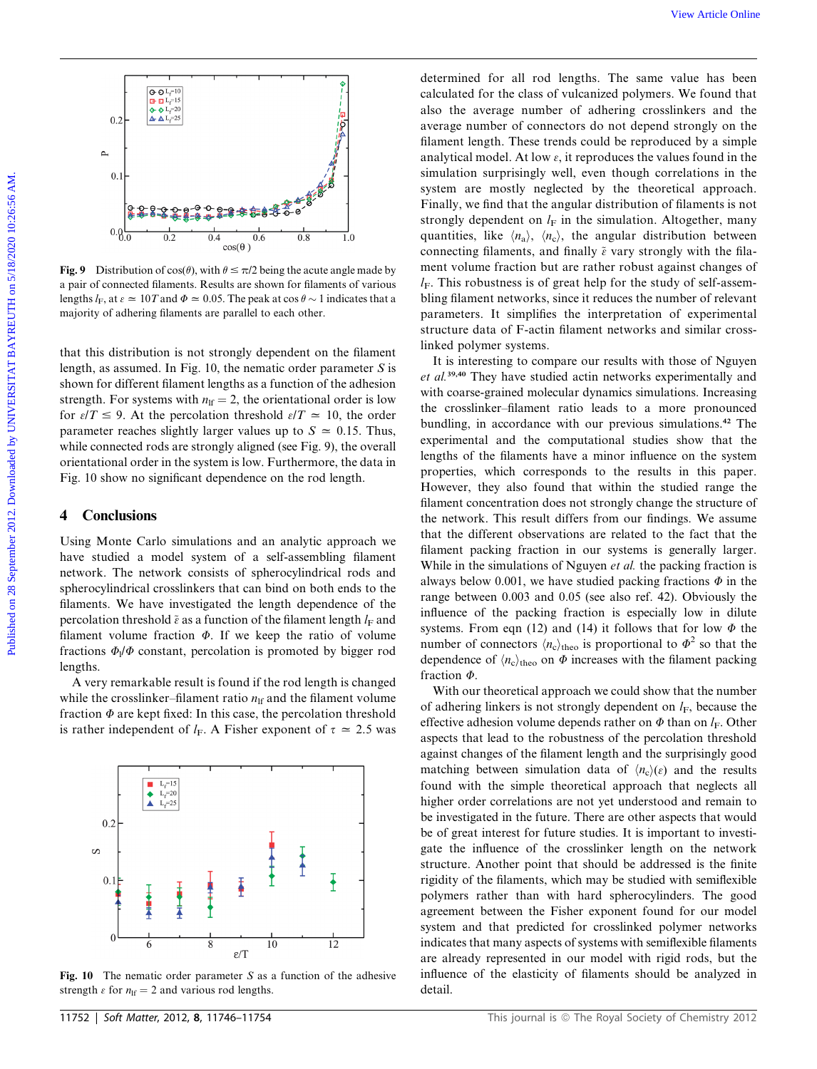Fig. 9 Distribution of cos($\theta$), with $\theta \leq \pi/2$ being the acute angle made by a pair of connected filaments. Results are shown for filaments of various lengths $l_F$, at $\varepsilon \simeq 10T$ and $\Phi \simeq 0.05$. The peak at $\cos\theta \sim 1$ indicates that a majority of adhering filaments are parallel to each other.

that this distribution is not strongly dependent on the filament length, as assumed. In Fig. 10, the nematic order parameter $S$ is shown for different filament lengths as a function of the adhesion strength. For systems with $n_{lf} = 2$, the orientational order is low for $\varepsilon/T \leq 9$. At the percolation threshold $\varepsilon/T \simeq 10$, the order parameter reaches slightly larger values up to $S \simeq 0.15$. Thus, while connected rods are strongly aligned (see Fig. 9), the overall orientational order in the system is low. Furthermore, the data in Fig. 10 show no significant dependence on the rod length.

## 4 Conclusions

Using Monte Carlo simulations and an analytic approach we have studied a model system of a self-assembling filament network. The network consists of spherocylindrical rods and spherocylindrical crosslinkers that can bind on both ends to the filaments. We have investigated the length dependence of the percolation threshold $\tilde{\varepsilon}$ as a function of the filament length $l_F$ and filament volume fraction $\Phi$. If we keep the ratio of volume fractions $\Phi_l/\Phi$ constant, percolation is promoted by bigger rod lengths.

A very remarkable result is found if the rod length is changed while the crosslinker–filament ratio $n_{lf}$ and the filament volume fraction $\Phi$ are kept fixed: In this case, the percolation threshold is rather independent of $l_F$. A Fisher exponent of $\tau \simeq 2.5$ was determined for all rod lengths. The same value has been calculated for the class of vulcanized polymers. We found that also the average number of adhering crosslinkers and the average number of connectors do not depend strongly on the filament length. These trends could be reproduced by a simple analytical model. At low $\varepsilon$, it reproduces the values found in the simulation surprisingly well, even though correlations in the system are mostly neglected by the theoretical approach. Finally, we find that the angular distribution of filaments is not strongly dependent on $l_F$ in the simulation. Altogether, many quantities, like $\langle n_a \rangle$, $\langle n_c \rangle$, the angular distribution between connecting filaments, and finally $\tilde{\varepsilon}$ vary strongly with the filament volume fraction but are rather robust against changes of $l_F$. This robustness is of great help for the study of self-assembling filament networks, since it reduces the number of relevant parameters. It simplifies the interpretation of experimental structure data of F-actin filament networks and similar cross-linked polymer systems.

It is interesting to compare our results with those of Nguyen *et al.*[39,40] They have studied actin networks experimentally and with coarse-grained molecular dynamics simulations. Increasing the crosslinker–filament ratio leads to a more pronounced bundling, in accordance with our previous simulations.[42] The experimental and the computational studies show that the lengths of the filaments have a minor influence on the system properties, which corresponds to the results in this paper. However, they also found that within the studied range the filament concentration does not strongly change the structure of the network. This result differs from our findings. We assume that the different observations are related to the fact that the filament packing fraction in our systems is generally larger. While in the simulations of Nguyen *et al.* the packing fraction is always below 0.001, we have studied packing fractions $\Phi$ in the range between 0.003 and 0.05 (see also ref. 42). Obviously the influence of the packing fraction is especially low in dilute systems. From eqn (12) and (14) it follows that for low $\Phi$ the number of connectors $\langle n_c \rangle_{\text{theo}}$ is proportional to $\Phi^2$ so that the dependence of $\langle n_c \rangle_{\text{theo}}$ on $\Phi$ increases with the filament packing fraction $\Phi$.

With our theoretical approach we could show that the number of adhering linkers is not strongly dependent on $l_F$, because the effective adhesion volume depends rather on $\Phi$ than on $l_F$. Other aspects that lead to the robustness of the percolation threshold against changes of the filament length and the surprisingly good matching between simulation data of $\langle n_c \rangle(\varepsilon)$ and the results found with the simple theoretical approach that neglects all higher order correlations are not yet understood and remain to be investigated in the future. There are other aspects that would be of great interest for future studies. It is important to investigate the influence of the crosslinker length on the network structure. Another point that should be addressed is the finite rigidity of the filaments, which may be studied with semiflexible polymers rather than with hard spherocylinders. The good agreement between the Fisher exponent found for our model system and that predicted for crosslinked polymer networks indicates that many aspects of systems with semiflexible filaments are already represented in our model with rigid rods, but the influence of the elasticity of filaments should be analyzed in detail.

Fig. 10 The nematic order parameter $S$ as a function of the adhesive strength $\varepsilon$ for $n_{lf} = 2$ and various rod lengths.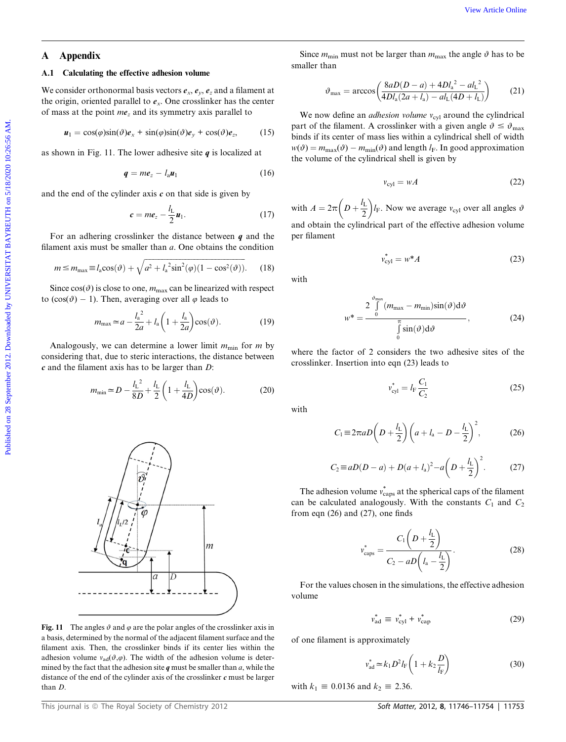## A Appendix

### A.1 Calculating the effective adhesion volume

We consider orthonormal basis vectors $\boldsymbol{e}_x$, $\boldsymbol{e}_y$, $\boldsymbol{e}_z$ and a filament at the origin, oriented parallel to $\boldsymbol{e}_x$. One crosslinker has the center of mass at the point $m\boldsymbol{e}_z$ and its symmetry axis parallel to

$$\boldsymbol{u}_1 = \cos(\varphi)\sin(\vartheta)\boldsymbol{e}_x + \sin(\varphi)\sin(\vartheta)\boldsymbol{e}_y + \cos(\vartheta)\boldsymbol{e}_z, \tag{15}$$

as shown in Fig. 11. The lower adhesive site $\boldsymbol{q}$ is localized at

$$\boldsymbol{q} = m\boldsymbol{e}_z - l_a\boldsymbol{u}_1 \tag{16}$$

and the end of the cylinder axis $\boldsymbol{c}$ on that side is given by

$$\boldsymbol{c} = m\boldsymbol{e}_z - \frac{l_L}{2}\boldsymbol{u}_1. \tag{17}$$

For an adhering crosslinker the distance between $\boldsymbol{q}$ and the filament axis must be smaller than $a$. One obtains the condition

$$m \le m_{\max} \equiv l_a\cos(\vartheta) + \sqrt{a^2 + l_a^{\,2}\sin^2(\varphi)(1-\cos^2(\vartheta))}. \tag{18}$$

Since $\cos(\vartheta)$ is close to one, $m_{\max}$ can be linearized with respect to $(\cos(\vartheta) - 1)$. Then, averaging over all $\varphi$ leads to

$$m_{\max} \simeq a - \frac{l_a^{\,2}}{2a} + l_a\left(1 + \frac{l_a}{2a}\right)\cos(\vartheta). \tag{19}$$

Analogously, we can determine a lower limit $m_{\min}$ for $m$ by considering that, due to steric interactions, the distance between $\boldsymbol{c}$ and the filament axis has to be larger than $D$:

$$m_{\min} \simeq D - \frac{l_L^{\,2}}{8D} + \frac{l_L}{2}\left(1 + \frac{l_L}{4D}\right)\cos(\vartheta). \tag{20}$$

Fig. 11 The angles $\vartheta$ and $\varphi$ are the polar angles of the crosslinker axis in a basis, determined by the normal of the adjacent filament surface and the filament axis. Then, the crosslinker binds if its center lies within the adhesion volume $v_{ad}(\vartheta,\varphi)$. The width of the adhesion volume is determined by the fact that the adhesion site $\boldsymbol{q}$ must be smaller than $a$, while the distance of the end of the cylinder axis $\boldsymbol{c}$ must be larger than $D$.

Since $m_{\min}$ must not be larger than $m_{\max}$ the angle $\vartheta$ has to be smaller than

$$\vartheta_{\max} = \arccos\left(\frac{8aD(D-a) + 4Dl_a^{\,2} - al_L^{\,2}}{4Dl_a(2a + l_a) - al_L(4D + l_L)}\right) \tag{21}$$

We now define an *adhesion volume* $v_{\text{cyl}}$ around the cylindrical part of the filament. A crosslinker with a given angle $\vartheta \le \vartheta_{\max}$ binds if its center of mass lies within a cylindrical shell of width $w(\vartheta) = m_{\max}(\vartheta) - m_{\min}(\vartheta)$ and length $l_F$. In good approximation the volume of the cylindrical shell is given by

$$v_{\text{cyl}} = wA \tag{22}$$

with $A = 2\pi\left(D + \frac{l_L}{2}\right)l_F$. Now we average $v_{\text{cyl}}$ over all angles $\vartheta$ and obtain the cylindrical part of the effective adhesion volume per filament

$$v^*_{\text{cyl}} = w^*A \tag{23}$$

with

$$w^* = \frac{2\int_0^{\vartheta_{\max}}(m_{\max} - m_{\min})\sin(\vartheta)\mathrm{d}\vartheta}{\int_0^{\pi}\sin(\vartheta)\mathrm{d}\vartheta}, \tag{24}$$

where the factor of 2 considers the two adhesive sites of the crosslinker. Insertion into eqn (23) leads to

$$v^*_{\text{cyl}} = l_F\frac{C_1}{C_2} \tag{25}$$

with

$$C_1 \equiv 2\pi aD\left(D + \frac{l_L}{2}\right)\left(a + l_a - D - \frac{l_L}{2}\right)^2, \tag{26}$$

$$C_2 \equiv aD(D-a) + D(a + l_a)^2 - a\left(D + \frac{l_L}{2}\right)^2. \tag{27}$$

The adhesion volume $v^*_{\text{caps}}$ at the spherical caps of the filament can be calculated analogously. With the constants $C_1$ and $C_2$ from eqn (26) and (27), one finds

$$v^*_{\text{caps}} = \frac{C_1\left(D + \frac{l_L}{2}\right)}{C_2 - aD\left(l_a - \frac{l_L}{2}\right)}. \tag{28}$$

For the values chosen in the simulations, the effective adhesion volume

$$v^*_{\text{ad}} \equiv v^*_{\text{cyl}} + v^*_{\text{cap}} \tag{29}$$

of one filament is approximately

$$v^*_{\text{ad}} \simeq k_1D^2l_F\left(1 + k_2\frac{D}{l_F}\right) \tag{30}$$

with $k_1 \equiv 0.0136$ and $k_2 \equiv 2.36$.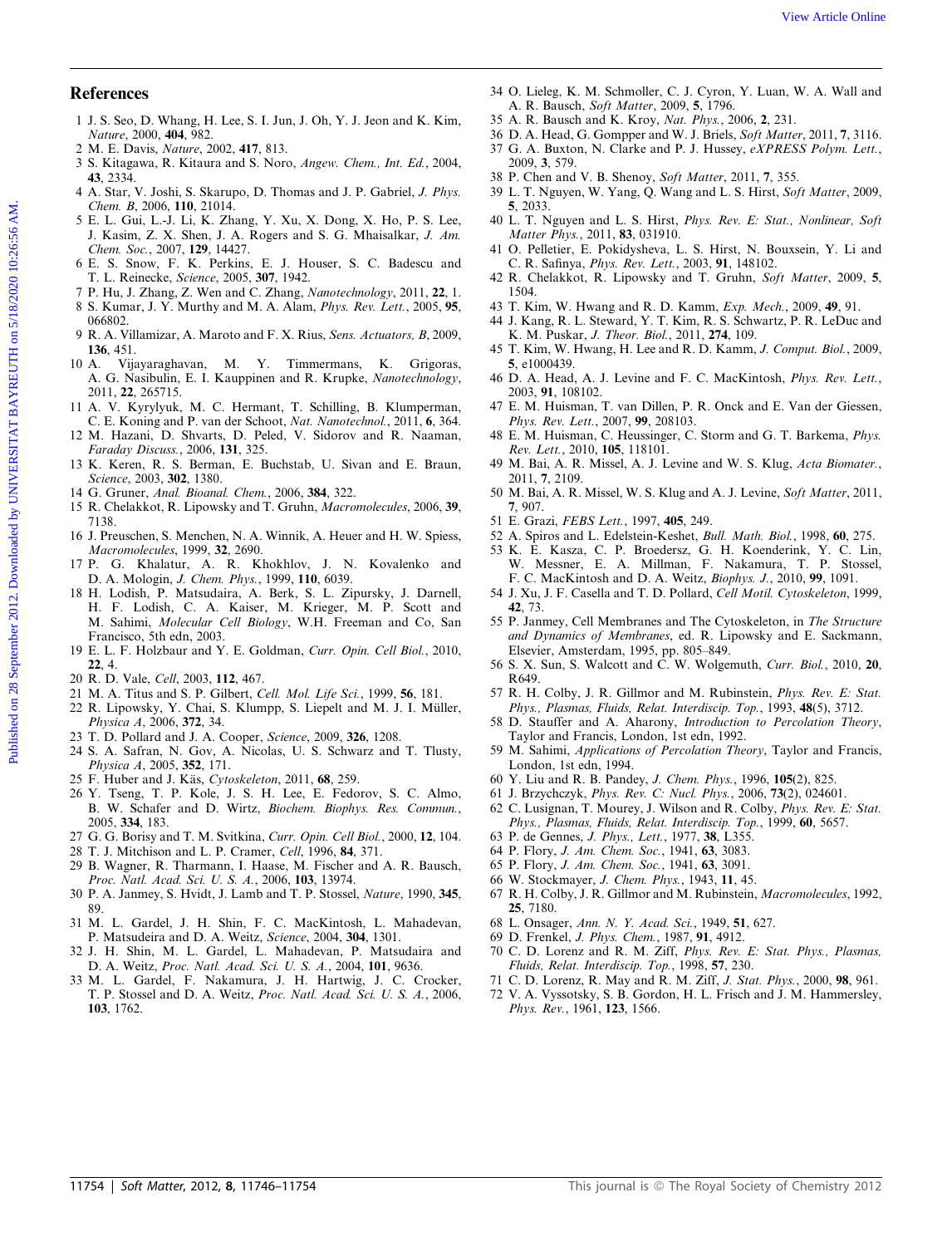## References

1. J. S. Seo, D. Whang, H. Lee, S. I. Jun, J. Oh, Y. J. Jeon and K. Kim, *Nature*, 2000, **404**, 982.
2. M. E. Davis, *Nature*, 2002, **417**, 813.
3. S. Kitagawa, R. Kitaura and S. Noro, *Angew. Chem., Int. Ed.*, 2004, **43**, 2334.
4. A. Star, V. Joshi, S. Skarupo, D. Thomas and J. P. Gabriel, *J. Phys. Chem. B*, 2006, **110**, 21014.
5. E. L. Gui, L.-J. Li, K. Zhang, Y. Xu, X. Dong, X. Ho, P. S. Lee, J. Kasim, Z. X. Shen, J. A. Rogers and S. G. Mhaisalkar, *J. Am. Chem. Soc.*, 2007, **129**, 14427.
6. E. S. Snow, F. K. Perkins, E. J. Houser, S. C. Badescu and T. L. Reinecke, *Science*, 2005, **307**, 1942.
7. P. Hu, J. Zhang, Z. Wen and C. Zhang, *Nanotechnology*, 2011, **22**, 1.
8. S. Kumar, J. Y. Murthy and M. A. Alam, *Phys. Rev. Lett.*, 2005, **95**, 066802.
9. R. A. Villamizar, A. Maroto and F. X. Rius, *Sens. Actuators, B*, 2009, **136**, 451.
10. A. Vijayaraghavan, M. Y. Timmermans, K. Grigoras, A. G. Nasibulin, E. I. Kauppinen and R. Krupke, *Nanotechnology*, 2011, **22**, 265715.
11. A. V. Kyrylyuk, M. C. Hermant, T. Schilling, B. Klumperman, C. E. Koning and P. van der Schoot, *Nat. Nanotechnol.*, 2011, **6**, 364.
12. M. Hazani, D. Shvarts, D. Peled, V. Sidorov and R. Naaman, *Faraday Discuss.*, 2006, **131**, 325.
13. K. Keren, R. S. Berman, E. Buchstab, U. Sivan and E. Braun, *Science*, 2003, **302**, 1380.
14. G. Gruner, *Anal. Bioanal. Chem.*, 2006, **384**, 322.
15. R. Chelakkot, R. Lipowsky and T. Gruhn, *Macromolecules*, 2006, **39**, 7138.
16. J. Preuschen, S. Menchen, N. A. Winnik, A. Heuer and H. W. Spiess, *Macromolecules*, 1999, **32**, 2690.
17. P. G. Khalatur, A. R. Khokhlov, J. N. Kovalenko and D. A. Mologin, *J. Chem. Phys.*, 1999, **110**, 6039.
18. H. Lodish, P. Matsudaira, A. Berk, S. L. Zipursky, J. Darnell, H. F. Lodish, C. A. Kaiser, M. Krieger, M. P. Scott and M. Sahimi, *Molecular Cell Biology*, W.H. Freeman and Co, San Francisco, 5th edn, 2003.
19. E. L. F. Holzbaur and Y. E. Goldman, *Curr. Opin. Cell Biol.*, 2010, **22**, 4.
20. R. D. Vale, *Cell*, 2003, **112**, 467.
21. M. A. Titus and S. P. Gilbert, *Cell. Mol. Life Sci.*, 1999, **56**, 181.
22. R. Lipowsky, Y. Chai, S. Klumpp, S. Liepelt and M. J. I. Müller, *Physica A*, 2006, **372**, 34.
23. T. D. Pollard and J. A. Cooper, *Science*, 2009, **326**, 1208.
24. S. A. Safran, N. Gov, A. Nicolas, U. S. Schwarz and T. Tlusty, *Physica A*, 2005, **352**, 171.
25. F. Huber and J. Käs, *Cytoskeleton*, 2011, **68**, 259.
26. Y. Tseng, T. P. Kole, J. S. H. Lee, E. Fedorov, S. C. Almo, B. W. Schafer and D. Wirtz, *Biochem. Biophys. Res. Commun.*, 2005, **334**, 183.
27. G. G. Borisy and T. M. Svitkina, *Curr. Opin. Cell Biol.*, 2000, **12**, 104.
28. T. J. Mitchison and L. P. Cramer, *Cell*, 1996, **84**, 371.
29. B. Wagner, R. Tharmann, I. Haase, M. Fischer and A. R. Bausch, *Proc. Natl. Acad. Sci. U. S. A.*, 2006, **103**, 13974.
30. P. A. Janmey, S. Hvidt, J. Lamb and T. P. Stossel, *Nature*, 1990, **345**, 89.
31. M. L. Gardel, J. H. Shin, F. C. MacKintosh, L. Mahadevan, P. Matsudeira and D. A. Weitz, *Science*, 2004, **304**, 1301.
32. J. H. Shin, M. L. Gardel, L. Mahadevan, P. Matsudaira and D. A. Weitz, *Proc. Natl. Acad. Sci. U. S. A.*, 2004, **101**, 9636.
33. M. L. Gardel, F. Nakamura, J. H. Hartwig, J. C. Crocker, T. P. Stossel and D. A. Weitz, *Proc. Natl. Acad. Sci. U. S. A.*, 2006, **103**, 1762.
34. O. Lieleg, K. M. Schmoller, C. J. Cyron, Y. Luan, W. A. Wall and A. R. Bausch, *Soft Matter*, 2009, **5**, 1796.
35. A. R. Bausch and K. Kroy, *Nat. Phys.*, 2006, **2**, 231.
36. D. A. Head, G. Gompper and W. J. Briels, *Soft Matter*, 2011, **7**, 3116.
37. G. A. Buxton, N. Clarke and P. J. Hussey, *eXPRESS Polym. Lett.*, 2009, **3**, 579.
38. P. Chen and V. B. Shenoy, *Soft Matter*, 2011, **7**, 355.
39. L. T. Nguyen, W. Yang, Q. Wang and L. S. Hirst, *Soft Matter*, 2009, **5**, 2033.
40. L. T. Nguyen and L. S. Hirst, *Phys. Rev. E: Stat., Nonlinear, Soft Matter Phys.*, 2011, **83**, 031910.
41. O. Pelletier, E. Pokidysheva, L. S. Hirst, N. Bouxsein, Y. Li and C. R. Safinya, *Phys. Rev. Lett.*, 2003, **91**, 148102.
42. R. Chelakkot, R. Lipowsky and T. Gruhn, *Soft Matter*, 2009, **5**, 1504.
43. T. Kim, W. Hwang and R. D. Kamm, *Exp. Mech.*, 2009, **49**, 91.
44. J. Kang, R. L. Steward, Y. T. Kim, R. S. Schwartz, P. R. LeDuc and K. M. Puskar, *J. Theor. Biol.*, 2011, **274**, 109.
45. T. Kim, W. Hwang, H. Lee and R. D. Kamm, *J. Comput. Biol.*, 2009, **5**, e1000439.
46. D. A. Head, A. J. Levine and F. C. MacKintosh, *Phys. Rev. Lett.*, 2003, **91**, 108102.
47. E. M. Huisman, T. van Dillen, P. R. Onck and E. Van der Giessen, *Phys. Rev. Lett.*, 2007, **99**, 208103.
48. E. M. Huisman, C. Heussinger, C. Storm and G. T. Barkema, *Phys. Rev. Lett.*, 2010, **105**, 118101.
49. M. Bai, A. R. Missel, A. J. Levine and W. S. Klug, *Acta Biomater.*, 2011, **7**, 2109.
50. M. Bai, A. R. Missel, W. S. Klug and A. J. Levine, *Soft Matter*, 2011, **7**, 907.
51. E. Grazi, *FEBS Lett.*, 1997, **405**, 249.
52. A. Spiros and L. Edelstein-Keshet, *Bull. Math. Biol.*, 1998, **60**, 275.
53. K. E. Kasza, C. P. Broedersz, G. H. Koenderink, Y. C. Lin, W. Messner, E. A. Millman, F. Nakamura, T. P. Stossel, F. C. MacKintosh and D. A. Weitz, *Biophys. J.*, 2010, **99**, 1091.
54. J. Xu, J. F. Casella and T. D. Pollard, *Cell Motil. Cytoskeleton*, 1999, **42**, 73.
55. P. Janmey, Cell Membranes and The Cytoskeleton, in *The Structure and Dynamics of Membranes*, ed. R. Lipowsky and E. Sackmann, Elsevier, Amsterdam, 1995, pp. 805–849.
56. S. X. Sun, S. Walcott and C. W. Wolgemuth, *Curr. Biol.*, 2010, **20**, R649.
57. R. H. Colby, J. R. Gillmor and M. Rubinstein, *Phys. Rev. E: Stat. Phys., Plasmas, Fluids, Relat. Interdiscip. Top.*, 1993, **48**(5), 3712.
58. D. Stauffer and A. Aharony, *Introduction to Percolation Theory*, Taylor and Francis, London, 1st edn, 1992.
59. M. Sahimi, *Applications of Percolation Theory*, Taylor and Francis, London, 1st edn, 1994.
60. Y. Liu and R. B. Pandey, *J. Chem. Phys.*, 1996, **105**(2), 825.
61. J. Brzychczyk, *Phys. Rev. C: Nucl. Phys.*, 2006, **73**(2), 024601.
62. C. Lusignan, T. Mourey, J. Wilson and R. Colby, *Phys. Rev. E: Stat. Phys., Plasmas, Fluids, Relat. Interdiscip. Top.*, 1999, **60**, 5657.
63. P. de Gennes, *J. Phys., Lett.*, 1977, **38**, L355.
64. P. Flory, *J. Am. Chem. Soc.*, 1941, **63**, 3083.
65. P. Flory, *J. Am. Chem. Soc.*, 1941, **63**, 3091.
66. W. Stockmayer, *J. Chem. Phys.*, 1943, **11**, 45.
67. R. H. Colby, J. R. Gillmor and M. Rubinstein, *Macromolecules*, 1992, **25**, 7180.
68. L. Onsager, *Ann. N. Y. Acad. Sci.*, 1949, **51**, 627.
69. D. Frenkel, *J. Phys. Chem.*, 1987, **91**, 4912.
70. C. D. Lorenz and R. M. Ziff, *Phys. Rev. E: Stat. Phys., Plasmas, Fluids, Relat. Interdiscip. Top.*, 1998, **57**, 230.
71. C. D. Lorenz, R. May and R. M. Ziff, *J. Stat. Phys.*, 2000, **98**, 961.
72. V. A. Vyssotsky, S. B. Gordon, H. L. Frisch and J. M. Hammersley, *Phys. Rev.*, 1961, **123**, 1566.